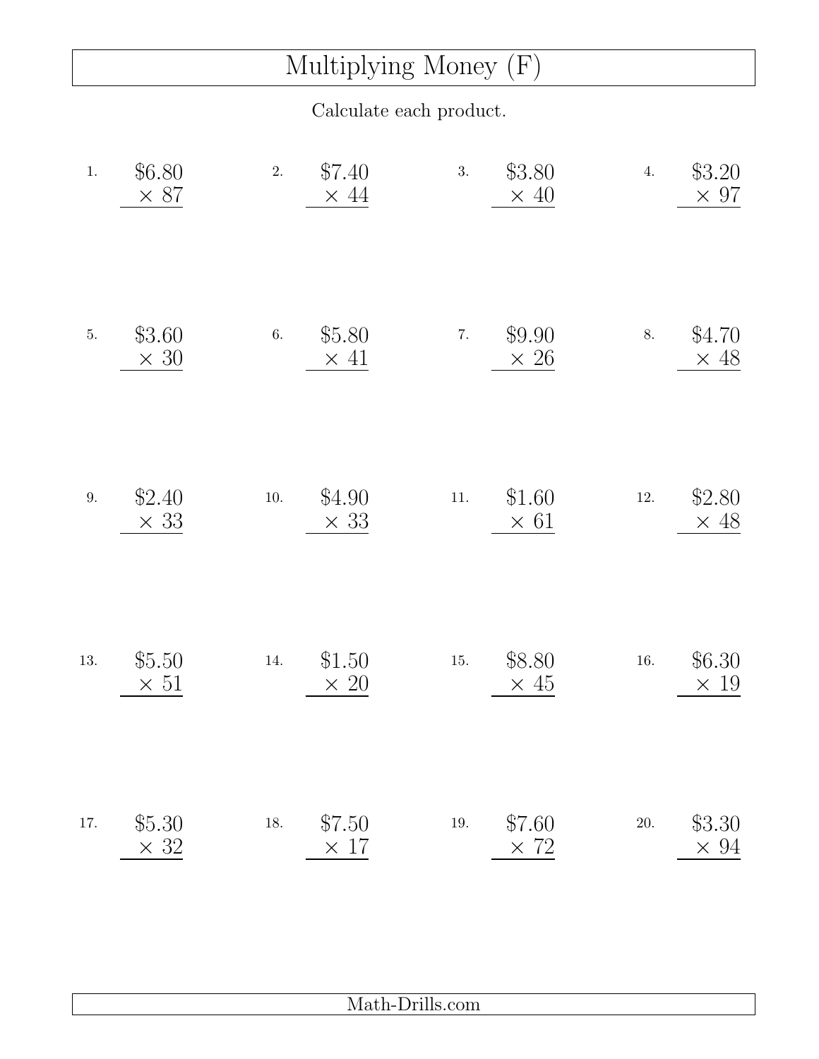# Multiplying Money (F)

Calculate each product.

1. $6.80 × 87

2. $7.40 × 44

3. $3.80 × 40

4. $3.20 × 97

5. $3.60 × 30

6. $5.80 × 41

7. $9.90 × 26

8. $4.70 × 48

9. $2.40 × 33

10. $4.90 × 33

11. $1.60 × 61

12. $2.80 × 48

13. $5.50 × 51

14. $1.50 × 20

15. $8.80 × 45

16. $6.30 × 19

17. $5.30 × 32

18. $7.50 × 17

19. $7.60 × 72

20. $3.30 × 94

Math-Drills.com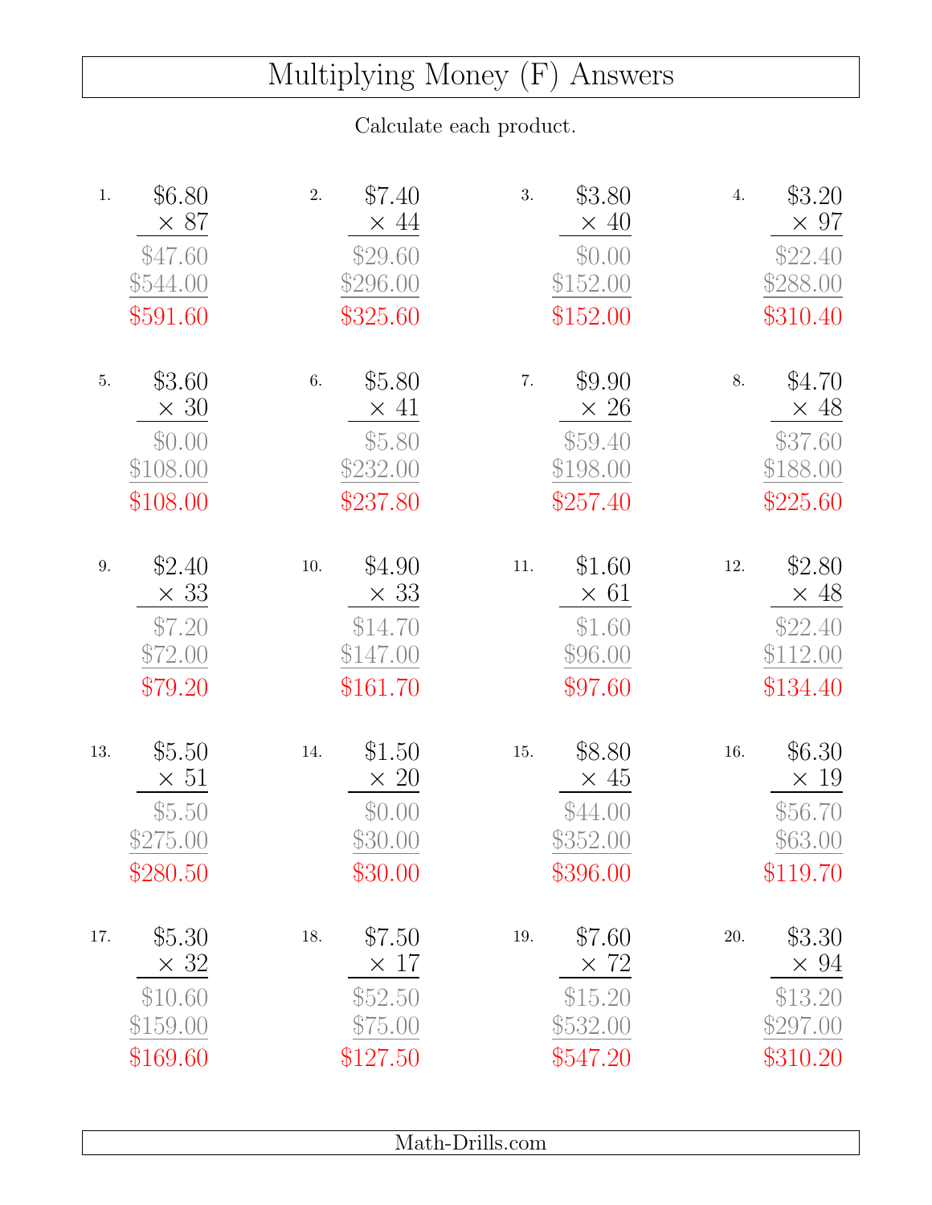# Multiplying Money (F) Answers

Calculate each product.

1. $6.80 × 87

$47.60
$544.00
**$591.60**

2. $7.40 × 44

$29.60
$296.00
**$325.60**

3. $3.80 × 40

$0.00
$152.00
**$152.00**

4. $3.20 × 97

$22.40
$288.00
**$310.40**

5. $3.60 × 30

$0.00
$108.00
**$108.00**

6. $5.80 × 41

$5.80
$232.00
**$237.80**

7. $9.90 × 26

$59.40
$198.00
**$257.40**

8. $4.70 × 48

$37.60
$188.00
**$225.60**

9. $2.40 × 33

$7.20
$72.00
**$79.20**

10. $4.90 × 33

$14.70
$147.00
**$161.70**

11. $1.60 × 61

$1.60
$96.00
**$97.60**

12. $2.80 × 48

$22.40
$112.00
**$134.40**

13. $5.50 × 51

$5.50
$275.00
**$280.50**

14. $1.50 × 20

$0.00
$30.00
**$30.00**

15. $8.80 × 45

$44.00
$352.00
**$396.00**

16. $6.30 × 19

$56.70
$63.00
**$119.70**

17. $5.30 × 32

$10.60
$159.00
**$169.60**

18. $7.50 × 17

$52.50
$75.00
**$127.50**

19. $7.60 × 72

$15.20
$532.00
**$547.20**

20. $3.30 × 94

$13.20
$297.00
**$310.20**

Math-Drills.com